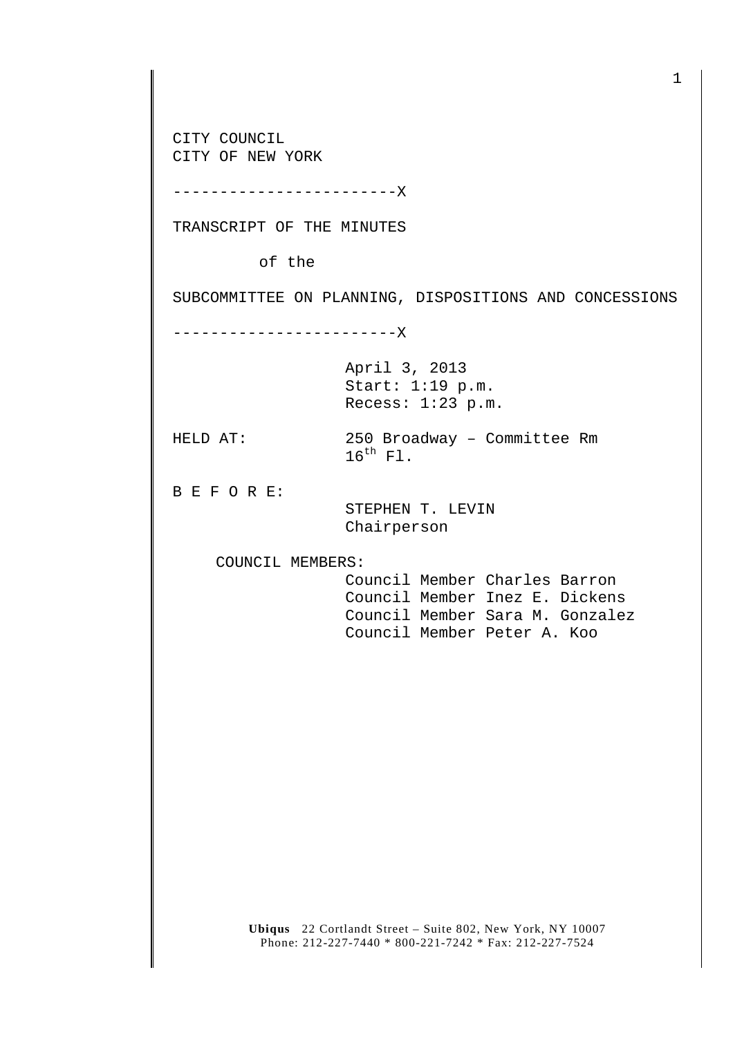CITY COUNCIL
CITY OF NEW YORK

------------------------X

TRANSCRIPT OF THE MINUTES

of the

SUBCOMMITTEE ON PLANNING, DISPOSITIONS AND CONCESSIONS

------------------------X

April 3, 2013
Start: 1:19 p.m.
Recess: 1:23 p.m.

HELD AT: 250 Broadway – Committee Rm 16th Fl.

B E F O R E:

STEPHEN T. LEVIN
Chairperson

COUNCIL MEMBERS:

Council Member Charles Barron
Council Member Inez E. Dickens
Council Member Sara M. Gonzalez
Council Member Peter A. Koo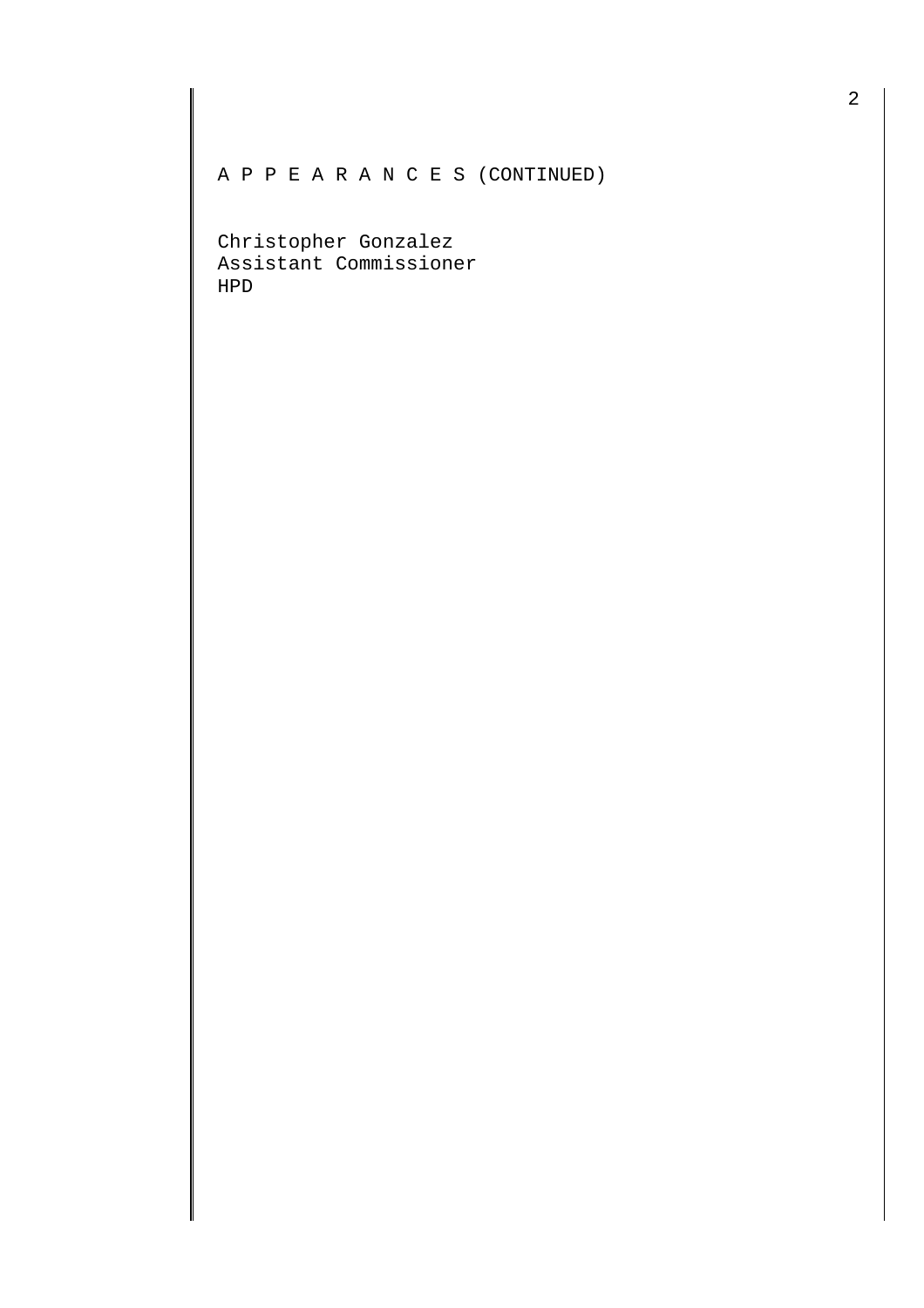A P P E A R A N C E S (CONTINUED)

Christopher Gonzalez
Assistant Commissioner
HPD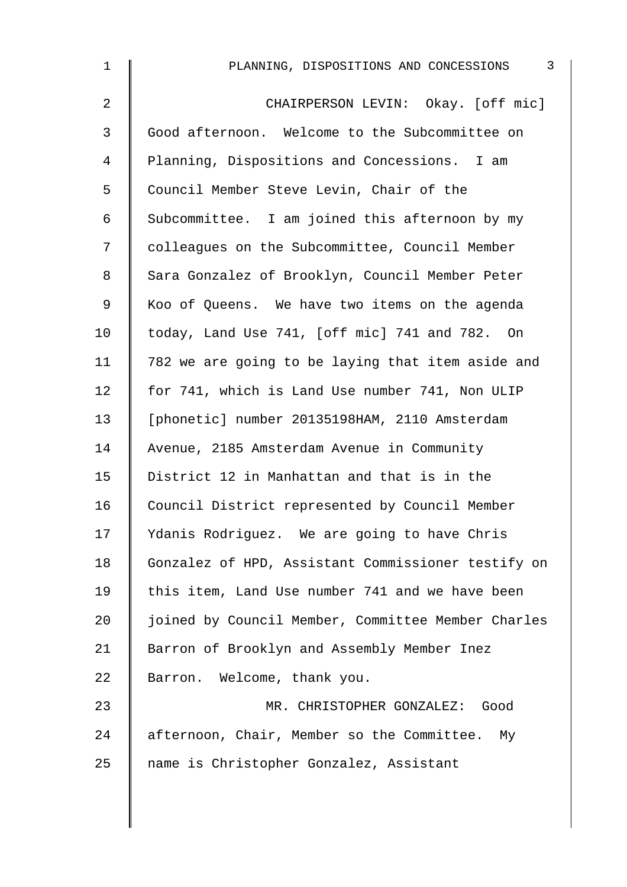CHAIRPERSON LEVIN: Okay. [off mic] Good afternoon. Welcome to the Subcommittee on Planning, Dispositions and Concessions. I am Council Member Steve Levin, Chair of the Subcommittee. I am joined this afternoon by my colleagues on the Subcommittee, Council Member Sara Gonzalez of Brooklyn, Council Member Peter Koo of Queens. We have two items on the agenda today, Land Use 741, [off mic] 741 and 782. On 782 we are going to be laying that item aside and for 741, which is Land Use number 741, Non ULIP [phonetic] number 20135198HAM, 2110 Amsterdam Avenue, 2185 Amsterdam Avenue in Community District 12 in Manhattan and that is in the Council District represented by Council Member Ydanis Rodriguez. We are going to have Chris Gonzalez of HPD, Assistant Commissioner testify on this item, Land Use number 741 and we have been joined by Council Member, Committee Member Charles Barron of Brooklyn and Assembly Member Inez Barron. Welcome, thank you.

MR. CHRISTOPHER GONZALEZ: Good afternoon, Chair, Member so the Committee. My name is Christopher Gonzalez, Assistant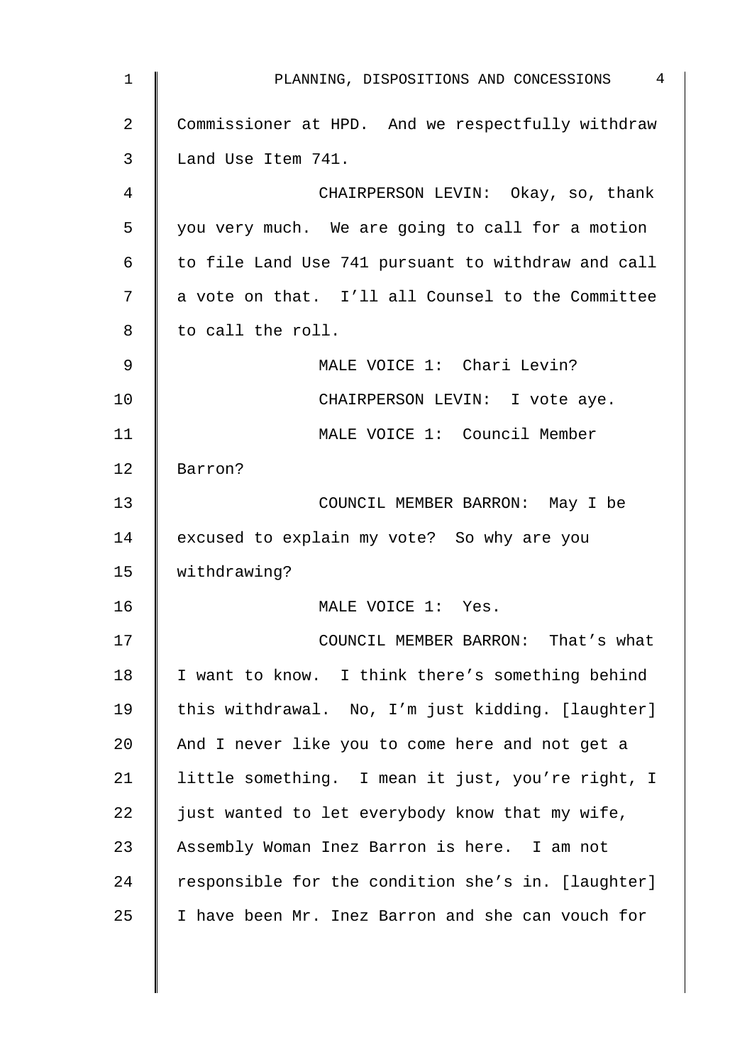Commissioner at HPD. And we respectfully withdraw Land Use Item 741.

CHAIRPERSON LEVIN: Okay, so, thank you very much. We are going to call for a motion to file Land Use 741 pursuant to withdraw and call a vote on that. I'll all Counsel to the Committee to call the roll.

MALE VOICE 1: Chari Levin?

CHAIRPERSON LEVIN: I vote aye.

MALE VOICE 1: Council Member Barron?

COUNCIL MEMBER BARRON: May I be excused to explain my vote? So why are you withdrawing?

MALE VOICE 1: Yes.

COUNCIL MEMBER BARRON: That's what I want to know. I think there's something behind this withdrawal. No, I'm just kidding. [laughter] And I never like you to come here and not get a little something. I mean it just, you're right, I just wanted to let everybody know that my wife, Assembly Woman Inez Barron is here. I am not responsible for the condition she's in. [laughter] I have been Mr. Inez Barron and she can vouch for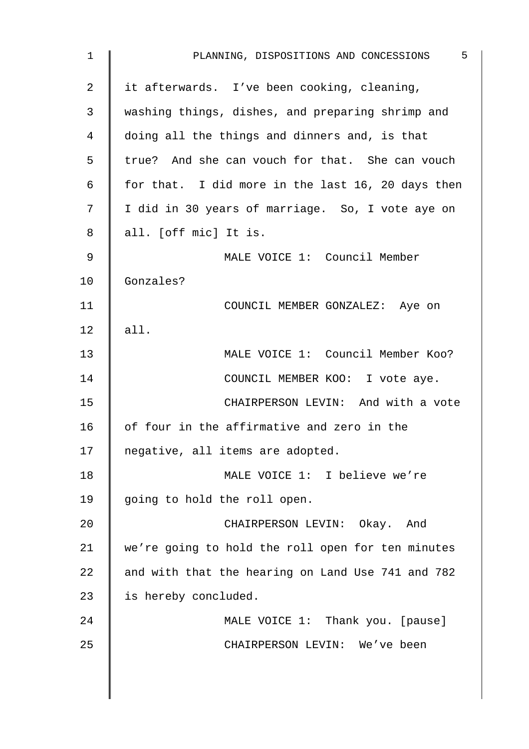it afterwards. I've been cooking, cleaning, washing things, dishes, and preparing shrimp and doing all the things and dinners and, is that true? And she can vouch for that. She can vouch for that. I did more in the last 16, 20 days then I did in 30 years of marriage. So, I vote aye on all. [off mic] It is.

MALE VOICE 1: Council Member Gonzales?

COUNCIL MEMBER GONZALEZ: Aye on all.

MALE VOICE 1: Council Member Koo?

COUNCIL MEMBER KOO: I vote aye.

CHAIRPERSON LEVIN: And with a vote of four in the affirmative and zero in the negative, all items are adopted.

MALE VOICE 1: I believe we're going to hold the roll open.

CHAIRPERSON LEVIN: Okay. And we're going to hold the roll open for ten minutes and with that the hearing on Land Use 741 and 782 is hereby concluded.

MALE VOICE 1: Thank you. [pause]

CHAIRPERSON LEVIN: We've been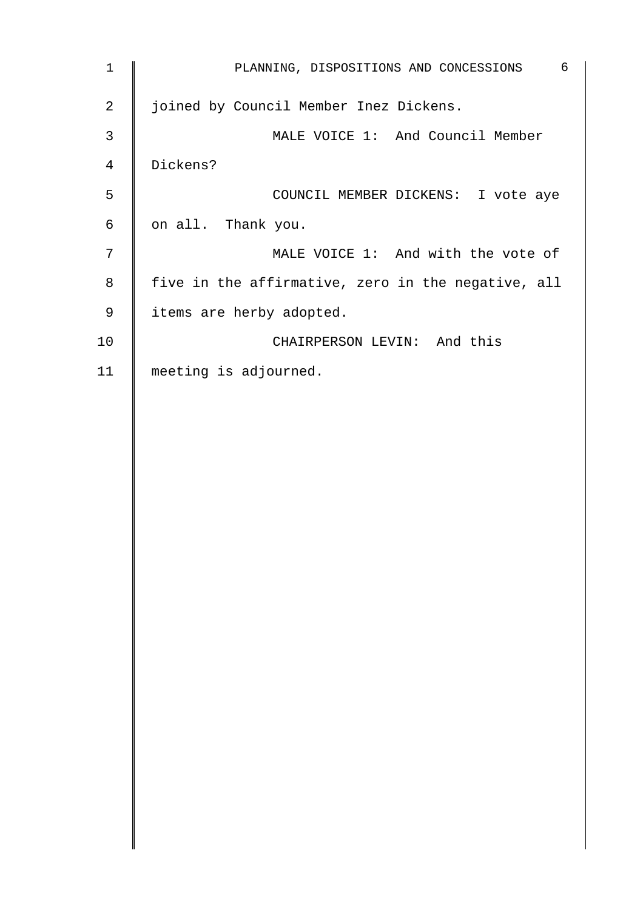joined by Council Member Inez Dickens.

MALE VOICE 1: And Council Member Dickens?

COUNCIL MEMBER DICKENS: I vote aye on all. Thank you.

MALE VOICE 1: And with the vote of five in the affirmative, zero in the negative, all items are herby adopted.

CHAIRPERSON LEVIN: And this meeting is adjourned.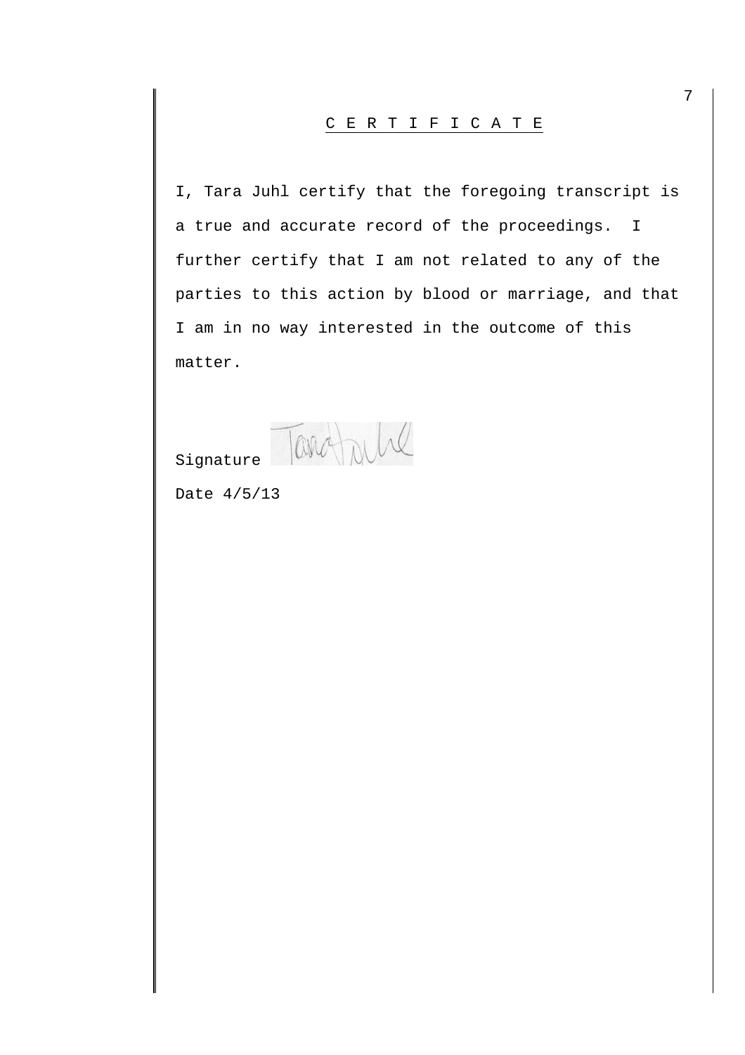# C E R T I F I C A T E

I, Tara Juhl certify that the foregoing transcript is a true and accurate record of the proceedings. I further certify that I am not related to any of the parties to this action by blood or marriage, and that I am in no way interested in the outcome of this matter.

Signature

Date 4/5/13